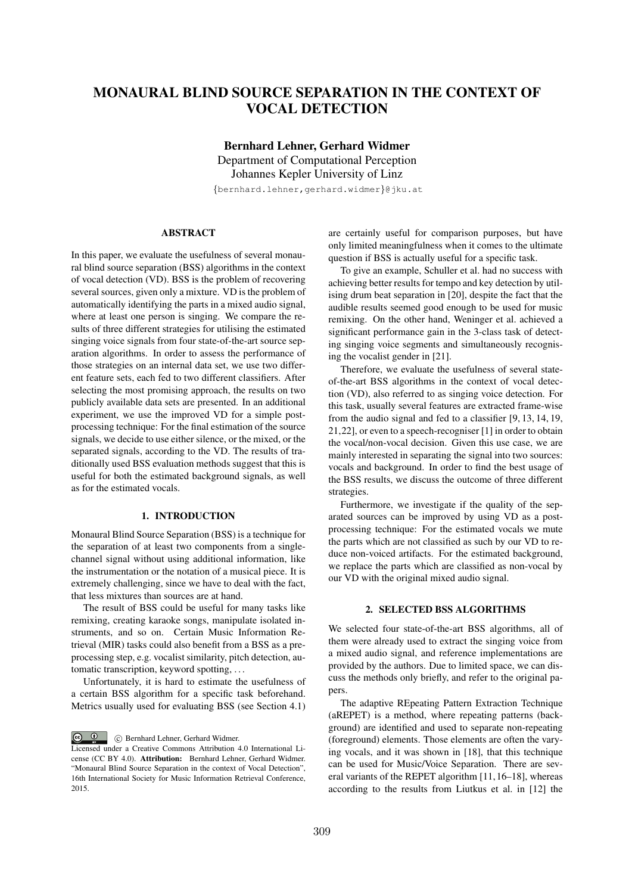# MONAURAL BLIND SOURCE SEPARATION IN THE CONTEXT OF VOCAL DETECTION

**Bernhard Lehner, Gerhard Widmer**
Department of Computational Perception
Johannes Kepler University of Linz
{bernhard.lehner,gerhard.widmer}@jku.at

### ABSTRACT

In this paper, we evaluate the usefulness of several monaural blind source separation (BSS) algorithms in the context of vocal detection (VD). BSS is the problem of recovering several sources, given only a mixture. VD is the problem of automatically identifying the parts in a mixed audio signal, where at least one person is singing. We compare the results of three different strategies for utilising the estimated singing voice signals from four state-of-the-art source separation algorithms. In order to assess the performance of those strategies on an internal data set, we use two different feature sets, each fed to two different classifiers. After selecting the most promising approach, the results on two publicly available data sets are presented. In an additional experiment, we use the improved VD for a simple post-processing technique: For the final estimation of the source signals, we decide to use either silence, or the mixed, or the separated signals, according to the VD. The results of traditionally used BSS evaluation methods suggest that this is useful for both the estimated background signals, as well as for the estimated vocals.

## 1. INTRODUCTION

Monaural Blind Source Separation (BSS) is a technique for the separation of at least two components from a single-channel signal without using additional information, like the instrumentation or the notation of a musical piece. It is extremely challenging, since we have to deal with the fact, that less mixtures than sources are at hand.

The result of BSS could be useful for many tasks like remixing, creating karaoke songs, manipulate isolated instruments, and so on. Certain Music Information Retrieval (MIR) tasks could also benefit from a BSS as a pre-processing step, e.g. vocalist similarity, pitch detection, automatic transcription, keyword spotting, ...

Unfortunately, it is hard to estimate the usefulness of a certain BSS algorithm for a specific task beforehand. Metrics usually used for evaluating BSS (see Section 4.1) are certainly useful for comparison purposes, but have only limited meaningfulness when it comes to the ultimate question if BSS is actually useful for a specific task.

To give an example, Schuller et al. had no success with achieving better results for tempo and key detection by utilising drum beat separation in [20], despite the fact that the audible results seemed good enough to be used for music remixing. On the other hand, Weninger et al. achieved a significant performance gain in the 3-class task of detecting singing voice segments and simultaneously recognising the vocalist gender in [21].

Therefore, we evaluate the usefulness of several state-of-the-art BSS algorithms in the context of vocal detection (VD), also referred to as singing voice detection. For this task, usually several features are extracted frame-wise from the audio signal and fed to a classifier [9, 13, 14, 19, 21, 22], or even to a speech-recogniser [1] in order to obtain the vocal/non-vocal decision. Given this use case, we are mainly interested in separating the signal into two sources: vocals and background. In order to find the best usage of the BSS results, we discuss the outcome of three different strategies.

Furthermore, we investigate if the quality of the separated sources can be improved by using VD as a post-processing technique: For the estimated vocals we mute the parts which are not classified as such by our VD to reduce non-voiced artifacts. For the estimated background, we replace the parts which are classified as non-vocal by our VD with the original mixed audio signal.

## 2. SELECTED BSS ALGORITHMS

We selected four state-of-the-art BSS algorithms, all of them were already used to extract the singing voice from a mixed audio signal, and reference implementations are provided by the authors. Due to limited space, we can discuss the methods only briefly, and refer to the original papers.

The adaptive REpeating Pattern Extraction Technique (aREPET) is a method, where repeating patterns (background) are identified and used to separate non-repeating (foreground) elements. Those elements are often the varying vocals, and it was shown in [18], that this technique can be used for Music/Voice Separation. There are several variants of the REPET algorithm [11, 16–18], whereas according to the results from Liutkus et al. in [12] the

© Bernhard Lehner, Gerhard Widmer.
Licensed under a Creative Commons Attribution 4.0 International License (CC BY 4.0). **Attribution:** Bernhard Lehner, Gerhard Widmer. "Monaural Blind Source Separation in the context of Vocal Detection", 16th International Society for Music Information Retrieval Conference, 2015.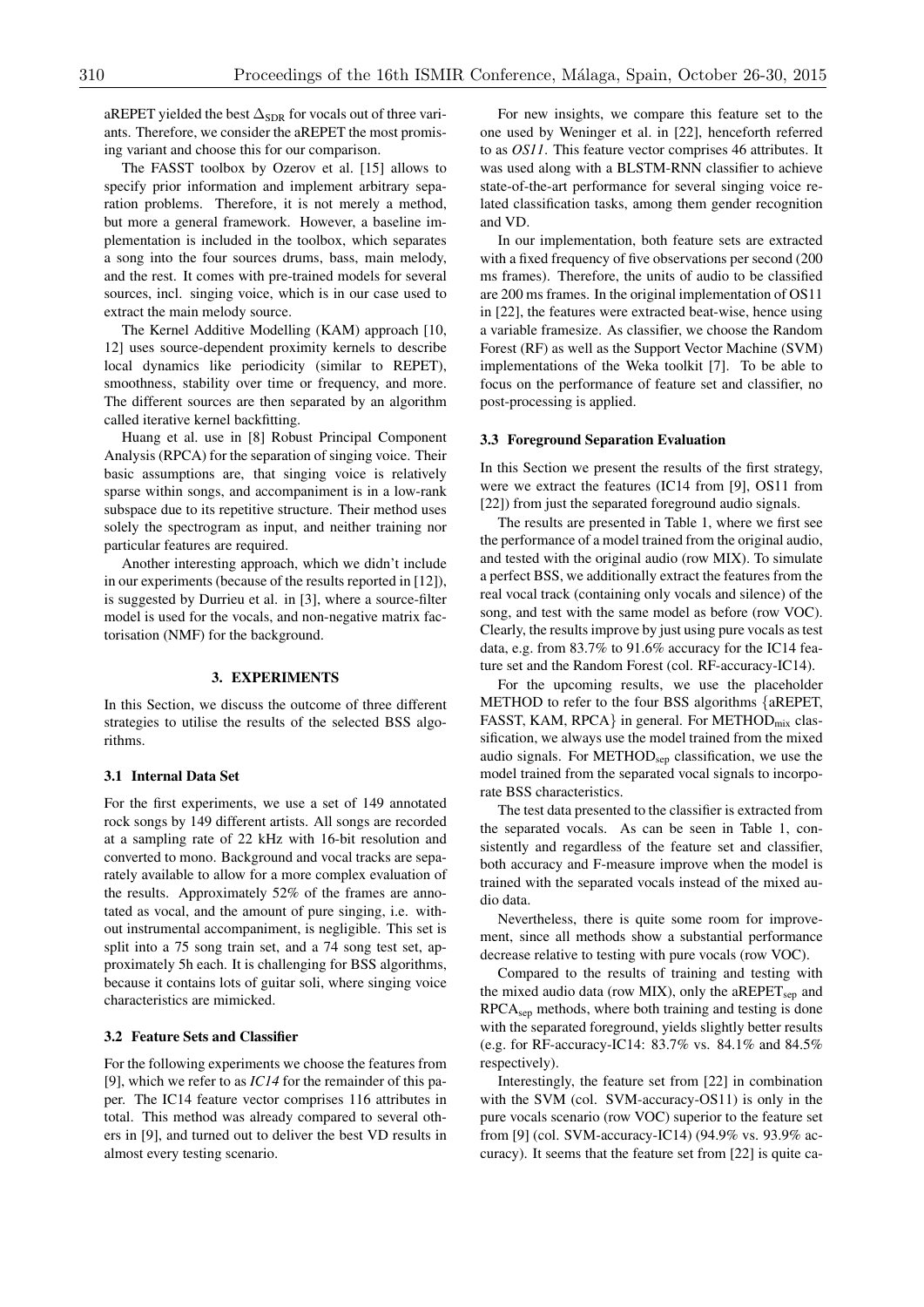aREPET yielded the best $\Delta_{SDR}$ for vocals out of three variants. Therefore, we consider the aREPET the most promising variant and choose this for our comparison.

The FASST toolbox by Ozerov et al. [15] allows to specify prior information and implement arbitrary separation problems. Therefore, it is not merely a method, but more a general framework. However, a baseline implementation is included in the toolbox, which separates a song into the four sources drums, bass, main melody, and the rest. It comes with pre-trained models for several sources, incl. singing voice, which is in our case used to extract the main melody source.

The Kernel Additive Modelling (KAM) approach [10, 12] uses source-dependent proximity kernels to describe local dynamics like periodicity (similar to REPET), smoothness, stability over time or frequency, and more. The different sources are then separated by an algorithm called iterative kernel backfitting.

Huang et al. use in [8] Robust Principal Component Analysis (RPCA) for the separation of singing voice. Their basic assumptions are, that singing voice is relatively sparse within songs, and accompaniment is in a low-rank subspace due to its repetitive structure. Their method uses solely the spectrogram as input, and neither training nor particular features are required.

Another interesting approach, which we didn't include in our experiments (because of the results reported in [12]), is suggested by Durrieu et al. in [3], where a source-filter model is used for the vocals, and non-negative matrix factorisation (NMF) for the background.

## 3. EXPERIMENTS

In this Section, we discuss the outcome of three different strategies to utilise the results of the selected BSS algorithms.

### 3.1 Internal Data Set

For the first experiments, we use a set of 149 annotated rock songs by 149 different artists. All songs are recorded at a sampling rate of 22 kHz with 16-bit resolution and converted to mono. Background and vocal tracks are separately available to allow for a more complex evaluation of the results. Approximately 52% of the frames are annotated as vocal, and the amount of pure singing, i.e. without instrumental accompaniment, is negligible. This set is split into a 75 song train set, and a 74 song test set, approximately 5h each. It is challenging for BSS algorithms, because it contains lots of guitar soli, where singing voice characteristics are mimicked.

### 3.2 Feature Sets and Classifier

For the following experiments we choose the features from [9], which we refer to as *IC14* for the remainder of this paper. The IC14 feature vector comprises 116 attributes in total. This method was already compared to several others in [9], and turned out to deliver the best VD results in almost every testing scenario.

For new insights, we compare this feature set to the one used by Weninger et al. in [22], henceforth referred to as *OS11*. This feature vector comprises 46 attributes. It was used along with a BLSTM-RNN classifier to achieve state-of-the-art performance for several singing voice related classification tasks, among them gender recognition and VD.

In our implementation, both feature sets are extracted with a fixed frequency of five observations per second (200 ms frames). Therefore, the units of audio to be classified are 200 ms frames. In the original implementation of OS11 in [22], the features were extracted beat-wise, hence using a variable framesize. As classifier, we choose the Random Forest (RF) as well as the Support Vector Machine (SVM) implementations of the Weka toolkit [7]. To be able to focus on the performance of feature set and classifier, no post-processing is applied.

### 3.3 Foreground Separation Evaluation

In this Section we present the results of the first strategy, were we extract the features (IC14 from [9], OS11 from [22]) from just the separated foreground audio signals.

The results are presented in Table 1, where we first see the performance of a model trained from the original audio, and tested with the original audio (row MIX). To simulate a perfect BSS, we additionally extract the features from the real vocal track (containing only vocals and silence) of the song, and test with the same model as before (row VOC). Clearly, the results improve by just using pure vocals as test data, e.g. from 83.7% to 91.6% accuracy for the IC14 feature set and the Random Forest (col. RF-accuracy-IC14).

For the upcoming results, we use the placeholder METHOD to refer to the four BSS algorithms {aREPET, FASST, KAM, RPCA} in general. For $\text{METHOD}_{\text{mix}}$ classification, we always use the model trained from the mixed audio signals. For $\text{METHOD}_{\text{sep}}$ classification, we use the model trained from the separated vocal signals to incorporate BSS characteristics.

The test data presented to the classifier is extracted from the separated vocals. As can be seen in Table 1, consistently and regardless of the feature set and classifier, both accuracy and F-measure improve when the model is trained with the separated vocals instead of the mixed audio data.

Nevertheless, there is quite some room for improvement, since all methods show a substantial performance decrease relative to testing with pure vocals (row VOC).

Compared to the results of training and testing with the mixed audio data (row MIX), only the $\text{aREPET}_{\text{sep}}$ and $\text{RPCA}_{\text{sep}}$ methods, where both training and testing is done with the separated foreground, yields slightly better results (e.g. for RF-accuracy-IC14: 83.7% vs. 84.1% and 84.5% respectively).

Interestingly, the feature set from [22] in combination with the SVM (col. SVM-accuracy-OS11) is only in the pure vocals scenario (row VOC) superior to the feature set from [9] (col. SVM-accuracy-IC14) (94.9% vs. 93.9% accuracy). It seems that the feature set from [22] is quite ca-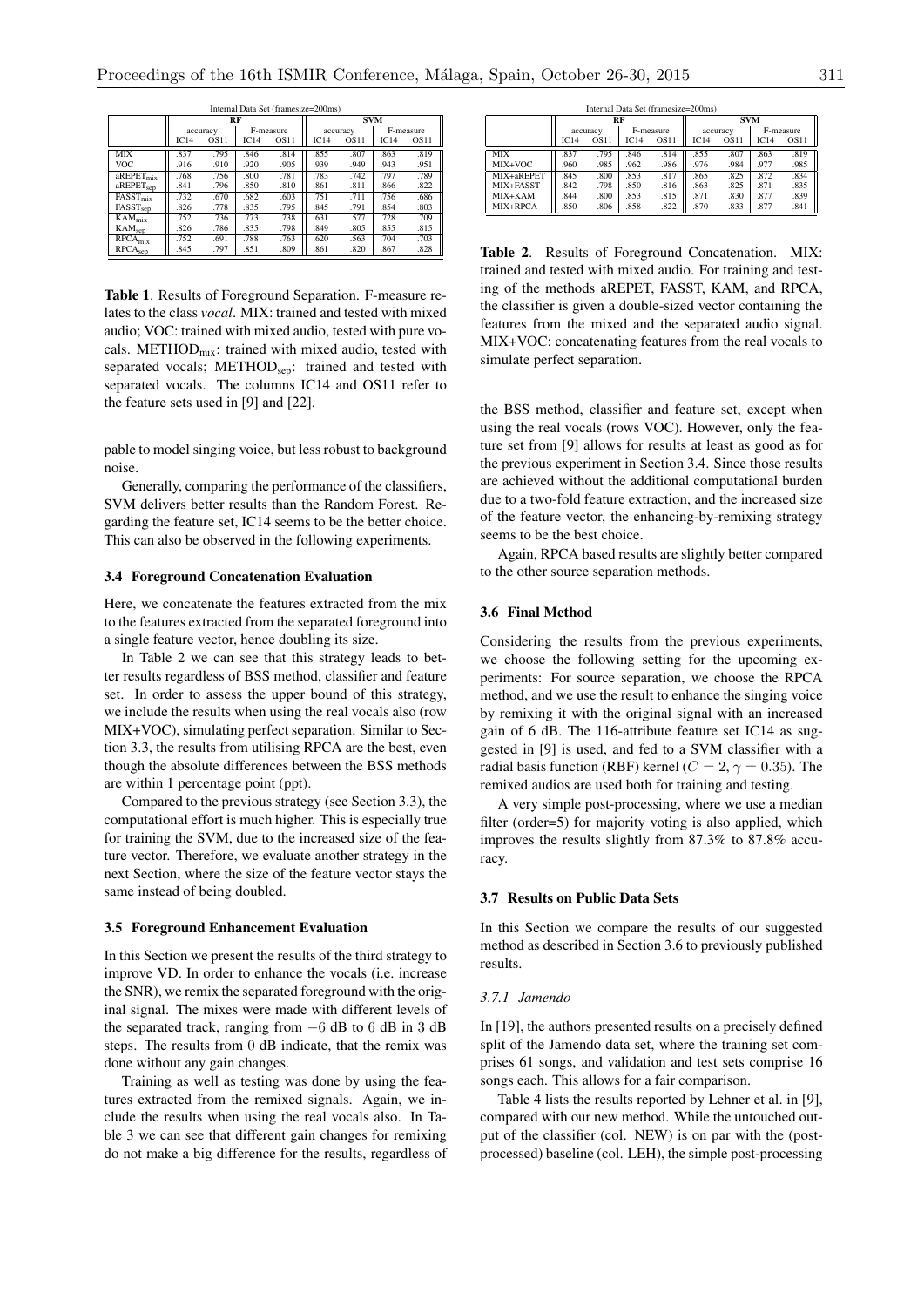| Internal Data Set (framesize=200ms) | | | | | | | | |
|---|---|---|---|---|---|---|---|---|
| | RF | | | | SVM | | | |
| | accuracy | | F-measure | | accuracy | | F-measure | |
| | IC14 | OS11 | IC14 | OS11 | IC14 | OS11 | IC14 | OS11 |
| MIX | .837 | .795 | .846 | .814 | .855 | .807 | .863 | .819 |
| VOC | .916 | .910 | .920 | .905 | .939 | .949 | .943 | .951 |
| $\text{aREPET}_{\text{mix}}$ | .768 | .756 | .800 | .781 | .783 | .742 | .797 | .789 |
| $\text{aREPET}_{\text{sep}}$ | .841 | .796 | .850 | .810 | .861 | .811 | .866 | .822 |
| $\text{FASST}_{\text{mix}}$ | .732 | .670 | .682 | .603 | .751 | .711 | .756 | .686 |
| $\text{FASST}_{\text{sep}}$ | .826 | .778 | .835 | .795 | .845 | .791 | .854 | .803 |
| $\text{KAM}_{\text{mix}}$ | .752 | .736 | .773 | .738 | .631 | .577 | .728 | .709 |
| $\text{KAM}_{\text{sep}}$ | .826 | .786 | .835 | .798 | .849 | .805 | .855 | .815 |
| $\text{RPCA}_{\text{mix}}$ | .752 | .691 | .788 | .763 | .620 | .563 | .704 | .703 |
| $\text{RPCA}_{\text{sep}}$ | .845 | .797 | .851 | .809 | .861 | .820 | .867 | .828 |

**Table 1**. Results of Foreground Separation. F-measure relates to the class *vocal*. MIX: trained and tested with mixed audio; VOC: trained with mixed audio, tested with pure vocals. $\text{METHOD}_{\text{mix}}$: trained with mixed audio, tested with separated vocals; $\text{METHOD}_{\text{sep}}$: trained and tested with separated vocals. The columns IC14 and OS11 refer to the feature sets used in [9] and [22].

pable to model singing voice, but less robust to background noise.

Generally, comparing the performance of the classifiers, SVM delivers better results than the Random Forest. Regarding the feature set, IC14 seems to be the better choice. This can also be observed in the following experiments.

### 3.4 Foreground Concatenation Evaluation

Here, we concatenate the features extracted from the mix to the features extracted from the separated foreground into a single feature vector, hence doubling its size.

In Table 2 we can see that this strategy leads to better results regardless of BSS method, classifier and feature set. In order to assess the upper bound of this strategy, we include the results when using the real vocals also (row MIX+VOC), simulating perfect separation. Similar to Section 3.3, the results from utilising RPCA are the best, even though the absolute differences between the BSS methods are within 1 percentage point (ppt).

Compared to the previous strategy (see Section 3.3), the computational effort is much higher. This is especially true for training the SVM, due to the increased size of the feature vector. Therefore, we evaluate another strategy in the next Section, where the size of the feature vector stays the same instead of being doubled.

### 3.5 Foreground Enhancement Evaluation

In this Section we present the results of the third strategy to improve VD. In order to enhance the vocals (i.e. increase the SNR), we remix the separated foreground with the original signal. The mixes were made with different levels of the separated track, ranging from $-6$ dB to 6 dB in 3 dB steps. The results from 0 dB indicate, that the remix was done without any gain changes.

Training as well as testing was done by using the features extracted from the remixed signals. Again, we include the results when using the real vocals also. In Table 3 we can see that different gain changes for remixing do not make a big difference for the results, regardless of

| Internal Data Set (framesize=200ms) | | | | | | | | |
|---|---|---|---|---|---|---|---|---|
| | RF | | | | SVM | | | |
| | accuracy | | F-measure | | accuracy | | F-measure | |
| | IC14 | OS11 | IC14 | OS11 | IC14 | OS11 | IC14 | OS11 |
| MIX | .837 | .795 | .846 | .814 | .855 | .807 | .863 | .819 |
| MIX+VOC | .960 | .985 | .962 | .986 | .976 | .984 | .977 | .985 |
| MIX+aREPET | .845 | .800 | .853 | .817 | .865 | .825 | .872 | .834 |
| MIX+FASST | .842 | .798 | .850 | .816 | .863 | .825 | .871 | .835 |
| MIX+KAM | .844 | .800 | .853 | .815 | .871 | .830 | .877 | .839 |
| MIX+RPCA | .850 | .806 | .858 | .822 | .870 | .833 | .877 | .841 |

**Table 2**. Results of Foreground Concatenation. MIX: trained and tested with mixed audio. For training and testing of the methods aREPET, FASST, KAM, and RPCA, the classifier is given a double-sized vector containing the features from the mixed and the separated audio signal. MIX+VOC: concatenating features from the real vocals to simulate perfect separation.

the BSS method, classifier and feature set, except when using the real vocals (rows VOC). However, only the feature set from [9] allows for results at least as good as for the previous experiment in Section 3.4. Since those results are achieved without the additional computational burden due to a two-fold feature extraction, and the increased size of the feature vector, the enhancing-by-remixing strategy seems to be the best choice.

Again, RPCA based results are slightly better compared to the other source separation methods.

### 3.6 Final Method

Considering the results from the previous experiments, we choose the following setting for the upcoming experiments: For source separation, we choose the RPCA method, and we use the result to enhance the singing voice by remixing it with the original signal with an increased gain of 6 dB. The 116-attribute feature set IC14 as suggested in [9] is used, and fed to a SVM classifier with a radial basis function (RBF) kernel ($C = 2, \gamma = 0.35$). The remixed audios are used both for training and testing.

A very simple post-processing, where we use a median filter (order=5) for majority voting is also applied, which improves the results slightly from 87.3% to 87.8% accuracy.

### 3.7 Results on Public Data Sets

In this Section we compare the results of our suggested method as described in Section 3.6 to previously published results.

#### *3.7.1 Jamendo*

In [19], the authors presented results on a precisely defined split of the Jamendo data set, where the training set comprises 61 songs, and validation and test sets comprise 16 songs each. This allows for a fair comparison.

Table 4 lists the results reported by Lehner et al. in [9], compared with our new method. While the untouched output of the classifier (col. NEW) is on par with the (post-processed) baseline (col. LEH), the simple post-processing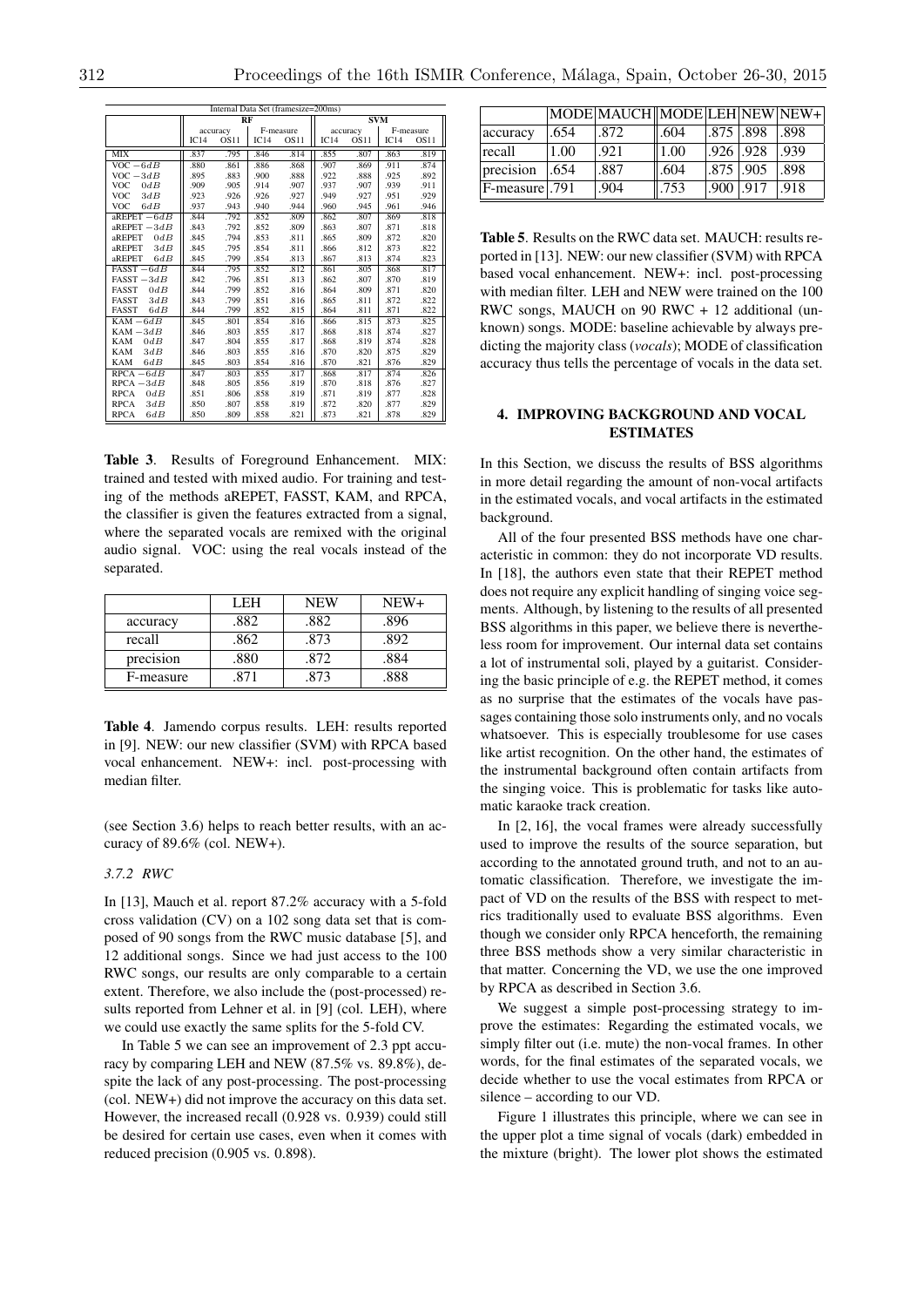| Internal Data Set (framesize=200ms) | | | | | | | | |
|---|---|---|---|---|---|---|---|---|
| | RF | | | | SVM | | | |
| | accuracy | | F-measure | | accuracy | | F-measure | |
| | IC14 | OS11 | IC14 | OS11 | IC14 | OS11 | IC14 | OS11 |
| MIX | .837 | .795 | .846 | .814 | .855 | .807 | .863 | .819 |
| VOC $-6dB$ | .880 | .861 | .886 | .868 | .907 | .869 | .911 | .874 |
| VOC $-3dB$ | .895 | .883 | .900 | .888 | .922 | .888 | .925 | .892 |
| VOC $0dB$ | .909 | .905 | .914 | .907 | .937 | .907 | .939 | .911 |
| VOC $3dB$ | .923 | .926 | .926 | .927 | .949 | .927 | .951 | .929 |
| VOC $6dB$ | .937 | .943 | .940 | .944 | .960 | .945 | .961 | .946 |
| aREPET $-6dB$ | .844 | .792 | .852 | .809 | .862 | .807 | .869 | .818 |
| aREPET $-3dB$ | .843 | .792 | .852 | .809 | .863 | .807 | .871 | .818 |
| aREPET $0dB$ | .845 | .794 | .853 | .811 | .865 | .809 | .872 | .820 |
| aREPET $3dB$ | .845 | .795 | .854 | .811 | .866 | .812 | .873 | .822 |
| aREPET $6dB$ | .845 | .799 | .854 | .813 | .867 | .813 | .874 | .823 |
| FASST $-6dB$ | .844 | .795 | .852 | .812 | .861 | .805 | .868 | .817 |
| FASST $-3dB$ | .842 | .796 | .851 | .813 | .862 | .807 | .870 | .819 |
| FASST $0dB$ | .844 | .799 | .852 | .816 | .864 | .809 | .871 | .820 |
| FASST $3dB$ | .843 | .799 | .851 | .816 | .865 | .811 | .872 | .822 |
| FASST $6dB$ | .844 | .799 | .852 | .815 | .864 | .811 | .871 | .822 |
| KAM $-6dB$ | .845 | .801 | .854 | .816 | .866 | .815 | .873 | .825 |
| KAM $-3dB$ | .846 | .803 | .855 | .817 | .868 | .818 | .874 | .827 |
| KAM $0dB$ | .847 | .804 | .855 | .817 | .868 | .819 | .874 | .828 |
| KAM $3dB$ | .846 | .803 | .855 | .816 | .870 | .820 | .875 | .829 |
| KAM $6dB$ | .845 | .803 | .854 | .816 | .870 | .821 | .876 | .829 |
| RPCA $-6dB$ | .847 | .803 | .855 | .817 | .868 | .817 | .874 | .826 |
| RPCA $-3dB$ | .848 | .805 | .856 | .819 | .870 | .818 | .876 | .827 |
| RPCA $0dB$ | .851 | .806 | .858 | .819 | .871 | .819 | .877 | .828 |
| RPCA $3dB$ | .850 | .807 | .858 | .819 | .872 | .820 | .877 | .829 |
| RPCA $6dB$ | .850 | .809 | .858 | .821 | .873 | .821 | .878 | .829 |

**Table 3**. Results of Foreground Enhancement. MIX: trained and tested with mixed audio. For training and testing of the methods aREPET, FASST, KAM, and RPCA, the classifier is given the features extracted from a signal, where the separated vocals are remixed with the original audio signal. VOC: using the real vocals instead of the separated.

| | LEH | NEW | NEW+ |
|---|---|---|---|
| accuracy | .882 | .882 | .896 |
| recall | .862 | .873 | .892 |
| precision | .880 | .872 | .884 |
| F-measure | .871 | .873 | .888 |

**Table 4**. Jamendo corpus results. LEH: results reported in [9]. NEW: our new classifier (SVM) with RPCA based vocal enhancement. NEW+: incl. post-processing with median filter.

(see Section 3.6) helps to reach better results, with an accuracy of 89.6% (col. NEW+).

### 3.7.2 RWC

In [13], Mauch et al. report 87.2% accuracy with a 5-fold cross validation (CV) on a 102 song data set that is composed of 90 songs from the RWC music database [5], and 12 additional songs. Since we had just access to the 100 RWC songs, our results are only comparable to a certain extent. Therefore, we also include the (post-processed) results reported from Lehner et al. in [9] (col. LEH), where we could use exactly the same splits for the 5-fold CV.

In Table 5 we can see an improvement of 2.3 ppt accuracy by comparing LEH and NEW (87.5% vs. 89.8%), despite the lack of any post-processing. The post-processing (col. NEW+) did not improve the accuracy on this data set. However, the increased recall (0.928 vs. 0.939) could still be desired for certain use cases, even when it comes with reduced precision (0.905 vs. 0.898).

| | MODE | MAUCH | MODE | LEH | NEW | NEW+ |
|---|---|---|---|---|---|---|
| accuracy | .654 | .872 | .604 | .875 | .898 | .898 |
| recall | 1.00 | .921 | 1.00 | .926 | .928 | .939 |
| precision | .654 | .887 | .604 | .875 | .905 | .898 |
| F-measure | .791 | .904 | .753 | .900 | .917 | .918 |

**Table 5**. Results on the RWC data set. MAUCH: results reported in [13]. NEW: our new classifier (SVM) with RPCA based vocal enhancement. NEW+: incl. post-processing with median filter. LEH and NEW were trained on the 100 RWC songs, MAUCH on 90 RWC + 12 additional (unknown) songs. MODE: baseline achievable by always predicting the majority class (*vocals*); MODE of classification accuracy thus tells the percentage of vocals in the data set.

## 4. IMPROVING BACKGROUND AND VOCAL ESTIMATES

In this Section, we discuss the results of BSS algorithms in more detail regarding the amount of non-vocal artifacts in the estimated vocals, and vocal artifacts in the estimated background.

All of the four presented BSS methods have one characteristic in common: they do not incorporate VD results. In [18], the authors even state that their REPET method does not require any explicit handling of singing voice segments. Although, by listening to the results of all presented BSS algorithms in this paper, we believe there is nevertheless room for improvement. Our internal data set contains a lot of instrumental soli, played by a guitarist. Considering the basic principle of e.g. the REPET method, it comes as no surprise that the estimates of the vocals have passages containing those solo instruments only, and no vocals whatsoever. This is especially troublesome for use cases like artist recognition. On the other hand, the estimates of the instrumental background often contain artifacts from the singing voice. This is problematic for tasks like automatic karaoke track creation.

In [2, 16], the vocal frames were already successfully used to improve the results of the source separation, but according to the annotated ground truth, and not to an automatic classification. Therefore, we investigate the impact of VD on the results of the BSS with respect to metrics traditionally used to evaluate BSS algorithms. Even though we consider only RPCA henceforth, the remaining three BSS methods show a very similar characteristic in that matter. Concerning the VD, we use the one improved by RPCA as described in Section 3.6.

We suggest a simple post-processing strategy to improve the estimates: Regarding the estimated vocals, we simply filter out (i.e. mute) the non-vocal frames. In other words, for the final estimates of the separated vocals, we decide whether to use the vocal estimates from RPCA or silence – according to our VD.

Figure 1 illustrates this principle, where we can see in the upper plot a time signal of vocals (dark) embedded in the mixture (bright). The lower plot shows the estimated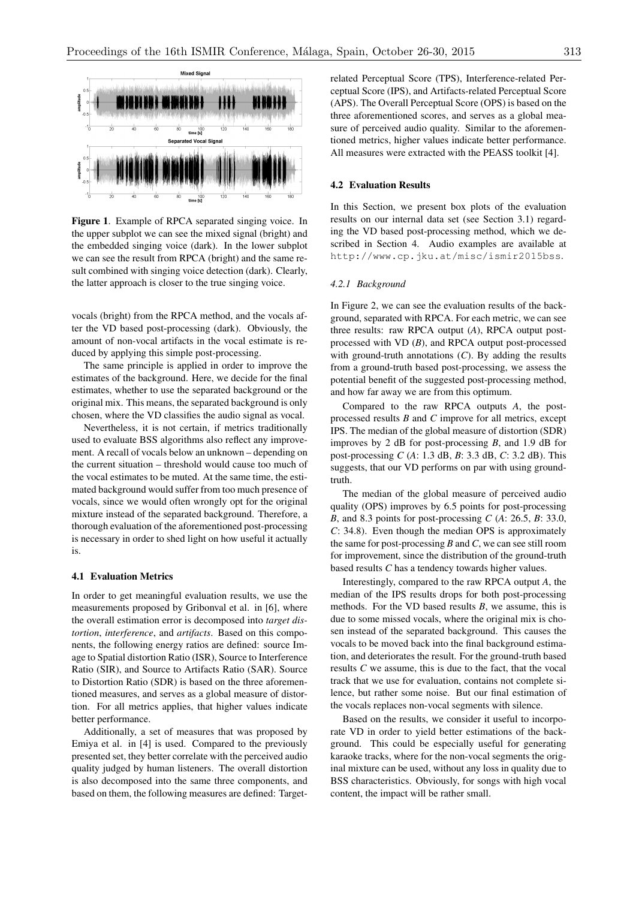**Figure 1**. Example of RPCA separated singing voice. In the upper subplot we can see the mixed signal (bright) and the embedded singing voice (dark). In the lower subplot we can see the result from RPCA (bright) and the same result combined with singing voice detection (dark). Clearly, the latter approach is closer to the true singing voice.

vocals (bright) from the RPCA method, and the vocals after the VD based post-processing (dark). Obviously, the amount of non-vocal artifacts in the vocal estimate is reduced by applying this simple post-processing.

The same principle is applied in order to improve the estimates of the background. Here, we decide for the final estimates, whether to use the separated background or the original mix. This means, the separated background is only chosen, where the VD classifies the audio signal as vocal.

Nevertheless, it is not certain, if metrics traditionally used to evaluate BSS algorithms also reflect any improvement. A recall of vocals below an unknown – depending on the current situation – threshold would cause too much of the vocal estimates to be muted. At the same time, the estimated background would suffer from too much presence of vocals, since we would often wrongly opt for the original mixture instead of the separated background. Therefore, a thorough evaluation of the aforementioned post-processing is necessary in order to shed light on how useful it actually is.

### 4.1 Evaluation Metrics

In order to get meaningful evaluation results, we use the measurements proposed by Gribonval et al. in [6], where the overall estimation error is decomposed into *target distortion*, *interference*, and *artifacts*. Based on this components, the following energy ratios are defined: source Image to Spatial distortion Ratio (ISR), Source to Interference Ratio (SIR), and Source to Artifacts Ratio (SAR). Source to Distortion Ratio (SDR) is based on the three aforementioned measures, and serves as a global measure of distortion. For all metrics applies, that higher values indicate better performance.

Additionally, a set of measures that was proposed by Emiya et al. in [4] is used. Compared to the previously presented set, they better correlate with the perceived audio quality judged by human listeners. The overall distortion is also decomposed into the same three components, and based on them, the following measures are defined: Target-related Perceptual Score (TPS), Interference-related Perceptual Score (IPS), and Artifacts-related Perceptual Score (APS). The Overall Perceptual Score (OPS) is based on the three aforementioned scores, and serves as a global measure of perceived audio quality. Similar to the aforementioned metrics, higher values indicate better performance. All measures were extracted with the PEASS toolkit [4].

### 4.2 Evaluation Results

In this Section, we present box plots of the evaluation results on our internal data set (see Section 3.1) regarding the VD based post-processing method, which we described in Section 4. Audio examples are available at http://www.cp.jku.at/misc/ismir2015bss.

#### 4.2.1 Background

In Figure 2, we can see the evaluation results of the background, separated with RPCA. For each metric, we can see three results: raw RPCA output (*A*), RPCA output post-processed with VD (*B*), and RPCA output post-processed with ground-truth annotations (*C*). By adding the results from a ground-truth based post-processing, we assess the potential benefit of the suggested post-processing method, and how far away we are from this optimum.

Compared to the raw RPCA outputs *A*, the post-processed results *B* and *C* improve for all metrics, except IPS. The median of the global measure of distortion (SDR) improves by 2 dB for post-processing *B*, and 1.9 dB for post-processing *C* (*A*: 1.3 dB, *B*: 3.3 dB, *C*: 3.2 dB). This suggests, that our VD performs on par with using ground-truth.

The median of the global measure of perceived audio quality (OPS) improves by 6.5 points for post-processing *B*, and 8.3 points for post-processing *C* (*A*: 26.5, *B*: 33.0, *C*: 34.8). Even though the median OPS is approximately the same for post-processing *B* and *C*, we can see still room for improvement, since the distribution of the ground-truth based results *C* has a tendency towards higher values.

Interestingly, compared to the raw RPCA output *A*, the median of the IPS results drops for both post-processing methods. For the VD based results *B*, we assume, this is due to some missed vocals, where the original mix is chosen instead of the separated background. This causes the vocals to be moved back into the final background estimation, and deteriorates the result. For the ground-truth based results *C* we assume, this is due to the fact, that the vocal track that we use for evaluation, contains not complete silence, but rather some noise. But our final estimation of the vocals replaces non-vocal segments with silence.

Based on the results, we consider it useful to incorporate VD in order to yield better estimations of the background. This could be especially useful for generating karaoke tracks, where for the non-vocal segments the original mixture can be used, without any loss in quality due to BSS characteristics. Obviously, for songs with high vocal content, the impact will be rather small.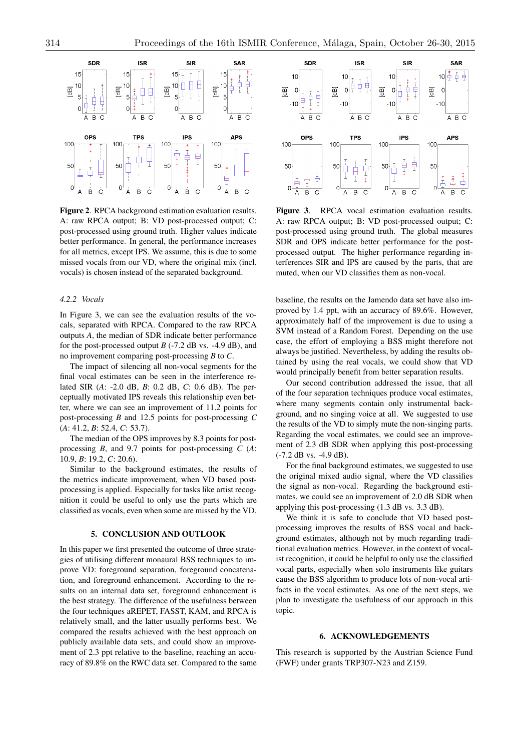**Figure 2**. RPCA background estimation evaluation results. A: raw RPCA output; B: VD post-processed output; C: post-processed using ground truth. Higher values indicate better performance. In general, the performance increases for all metrics, except IPS. We assume, this is due to some missed vocals from our VD, where the original mix (incl. vocals) is chosen instead of the separated background.

**Figure 3**. RPCA vocal estimation evaluation results. A: raw RPCA output; B: VD post-processed output; C: post-processed using ground truth. The global measures SDR and OPS indicate better performance for the post-processed output. The higher performance regarding interferences SIR and IPS are caused by the parts, that are muted, when our VD classifies them as non-vocal.

### 4.2.2 Vocals

In Figure 3, we can see the evaluation results of the vocals, separated with RPCA. Compared to the raw RPCA outputs *A*, the median of SDR indicate better performance for the post-processed output *B* (-7.2 dB vs. -4.9 dB), and no improvement comparing post-processing *B* to *C*.

The impact of silencing all non-vocal segments for the final vocal estimates can be seen in the interference related SIR (*A*: -2.0 dB, *B*: 0.2 dB, *C*: 0.6 dB). The perceptually motivated IPS reveals this relationship even better, where we can see an improvement of 11.2 points for post-processing *B* and 12.5 points for post-processing *C* (*A*: 41.2, *B*: 52.4, *C*: 53.7).

The median of the OPS improves by 8.3 points for post-processing *B*, and 9.7 points for post-processing *C* (*A*: 10.9, *B*: 19.2, *C*: 20.6).

Similar to the background estimates, the results of the metrics indicate improvement, when VD based post-processing is applied. Especially for tasks like artist recognition it could be useful to only use the parts which are classified as vocals, even when some are missed by the VD.

## 5. CONCLUSION AND OUTLOOK

In this paper we first presented the outcome of three strategies of utilising different monaural BSS techniques to improve VD: foreground separation, foreground concatenation, and foreground enhancement. According to the results on an internal data set, foreground enhancement is the best strategy. The difference of the usefulness between the four techniques aREPET, FASST, KAM, and RPCA is relatively small, and the latter usually performs best. We compared the results achieved with the best approach on publicly available data sets, and could show an improvement of 2.3 ppt relative to the baseline, reaching an accuracy of 89.8% on the RWC data set. Compared to the same baseline, the results on the Jamendo data set have also improved by 1.4 ppt, with an accuracy of 89.6%. However, approximately half of the improvement is due to using a SVM instead of a Random Forest. Depending on the use case, the effort of employing a BSS might therefore not always be justified. Nevertheless, by adding the results obtained by using the real vocals, we could show that VD would principally benefit from better separation results.

Our second contribution addressed the issue, that all of the four separation techniques produce vocal estimates, where many segments contain only instrumental background, and no singing voice at all. We suggested to use the results of the VD to simply mute the non-singing parts. Regarding the vocal estimates, we could see an improvement of 2.3 dB SDR when applying this post-processing (-7.2 dB vs. -4.9 dB).

For the final background estimates, we suggested to use the original mixed audio signal, where the VD classifies the signal as non-vocal. Regarding the background estimates, we could see an improvement of 2.0 dB SDR when applying this post-processing (1.3 dB vs. 3.3 dB).

We think it is safe to conclude that VD based post-processing improves the results of BSS vocal and background estimates, although not by much regarding traditional evaluation metrics. However, in the context of vocalist recognition, it could be helpful to only use the classified vocal parts, especially when solo instruments like guitars cause the BSS algorithm to produce lots of non-vocal artifacts in the vocal estimates. As one of the next steps, we plan to investigate the usefulness of our approach in this topic.

## 6. ACKNOWLEDGEMENTS

This research is supported by the Austrian Science Fund (FWF) under grants TRP307-N23 and Z159.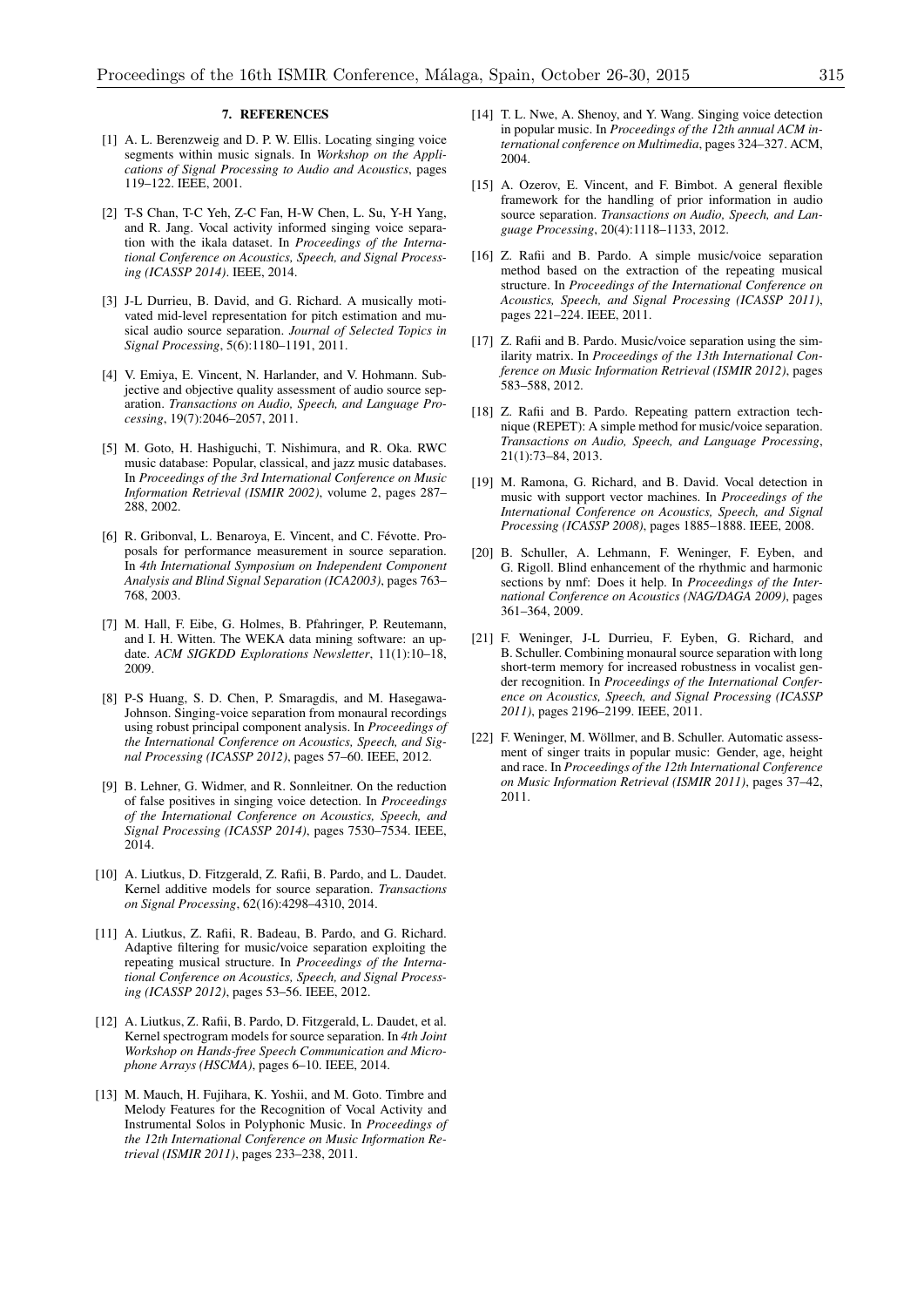## 7. REFERENCES

[1] A. L. Berenzweig and D. P. W. Ellis. Locating singing voice segments within music signals. In *Workshop on the Applications of Signal Processing to Audio and Acoustics*, pages 119–122. IEEE, 2001.

[2] T-S Chan, T-C Yeh, Z-C Fan, H-W Chen, L. Su, Y-H Yang, and R. Jang. Vocal activity informed singing voice separation with the ikala dataset. In *Proceedings of the International Conference on Acoustics, Speech, and Signal Processing (ICASSP 2014)*. IEEE, 2014.

[3] J-L Durrieu, B. David, and G. Richard. A musically motivated mid-level representation for pitch estimation and musical audio source separation. *Journal of Selected Topics in Signal Processing*, 5(6):1180–1191, 2011.

[4] V. Emiya, E. Vincent, N. Harlander, and V. Hohmann. Subjective and objective quality assessment of audio source separation. *Transactions on Audio, Speech, and Language Processing*, 19(7):2046–2057, 2011.

[5] M. Goto, H. Hashiguchi, T. Nishimura, and R. Oka. RWC music database: Popular, classical, and jazz music databases. In *Proceedings of the 3rd International Conference on Music Information Retrieval (ISMIR 2002)*, volume 2, pages 287–288, 2002.

[6] R. Gribonval, L. Benaroya, E. Vincent, and C. Févotte. Proposals for performance measurement in source separation. In *4th International Symposium on Independent Component Analysis and Blind Signal Separation (ICA2003)*, pages 763–768, 2003.

[7] M. Hall, F. Eibe, G. Holmes, B. Pfahringer, P. Reutemann, and I. H. Witten. The WEKA data mining software: an update. *ACM SIGKDD Explorations Newsletter*, 11(1):10–18, 2009.

[8] P-S Huang, S. D. Chen, P. Smaragdis, and M. Hasegawa-Johnson. Singing-voice separation from monaural recordings using robust principal component analysis. In *Proceedings of the International Conference on Acoustics, Speech, and Signal Processing (ICASSP 2012)*, pages 57–60. IEEE, 2012.

[9] B. Lehner, G. Widmer, and R. Sonnleitner. On the reduction of false positives in singing voice detection. In *Proceedings of the International Conference on Acoustics, Speech, and Signal Processing (ICASSP 2014)*, pages 7530–7534. IEEE, 2014.

[10] A. Liutkus, D. Fitzgerald, Z. Rafii, B. Pardo, and L. Daudet. Kernel additive models for source separation. *Transactions on Signal Processing*, 62(16):4298–4310, 2014.

[11] A. Liutkus, Z. Rafii, R. Badeau, B. Pardo, and G. Richard. Adaptive filtering for music/voice separation exploiting the repeating musical structure. In *Proceedings of the International Conference on Acoustics, Speech, and Signal Processing (ICASSP 2012)*, pages 53–56. IEEE, 2012.

[12] A. Liutkus, Z. Rafii, B. Pardo, D. Fitzgerald, L. Daudet, et al. Kernel spectrogram models for source separation. In *4th Joint Workshop on Hands-free Speech Communication and Microphone Arrays (HSCMA)*, pages 6–10. IEEE, 2014.

[13] M. Mauch, H. Fujihara, K. Yoshii, and M. Goto. Timbre and Melody Features for the Recognition of Vocal Activity and Instrumental Solos in Polyphonic Music. In *Proceedings of the 12th International Conference on Music Information Retrieval (ISMIR 2011)*, pages 233–238, 2011.

[14] T. L. Nwe, A. Shenoy, and Y. Wang. Singing voice detection in popular music. In *Proceedings of the 12th annual ACM international conference on Multimedia*, pages 324–327. ACM, 2004.

[15] A. Ozerov, E. Vincent, and F. Bimbot. A general flexible framework for the handling of prior information in audio source separation. *Transactions on Audio, Speech, and Language Processing*, 20(4):1118–1133, 2012.

[16] Z. Rafii and B. Pardo. A simple music/voice separation method based on the extraction of the repeating musical structure. In *Proceedings of the International Conference on Acoustics, Speech, and Signal Processing (ICASSP 2011)*, pages 221–224. IEEE, 2011.

[17] Z. Rafii and B. Pardo. Music/voice separation using the similarity matrix. In *Proceedings of the 13th International Conference on Music Information Retrieval (ISMIR 2012)*, pages 583–588, 2012.

[18] Z. Rafii and B. Pardo. Repeating pattern extraction technique (REPET): A simple method for music/voice separation. *Transactions on Audio, Speech, and Language Processing*, 21(1):73–84, 2013.

[19] M. Ramona, G. Richard, and B. David. Vocal detection in music with support vector machines. In *Proceedings of the International Conference on Acoustics, Speech, and Signal Processing (ICASSP 2008)*, pages 1885–1888. IEEE, 2008.

[20] B. Schuller, A. Lehmann, F. Weninger, F. Eyben, and G. Rigoll. Blind enhancement of the rhythmic and harmonic sections by nmf: Does it help. In *Proceedings of the International Conference on Acoustics (NAG/DAGA 2009)*, pages 361–364, 2009.

[21] F. Weninger, J-L Durrieu, F. Eyben, G. Richard, and B. Schuller. Combining monaural source separation with long short-term memory for increased robustness in vocalist gender recognition. In *Proceedings of the International Conference on Acoustics, Speech, and Signal Processing (ICASSP 2011)*, pages 2196–2199. IEEE, 2011.

[22] F. Weninger, M. Wöllmer, and B. Schuller. Automatic assessment of singer traits in popular music: Gender, age, height and race. In *Proceedings of the 12th International Conference on Music Information Retrieval (ISMIR 2011)*, pages 37–42, 2011.